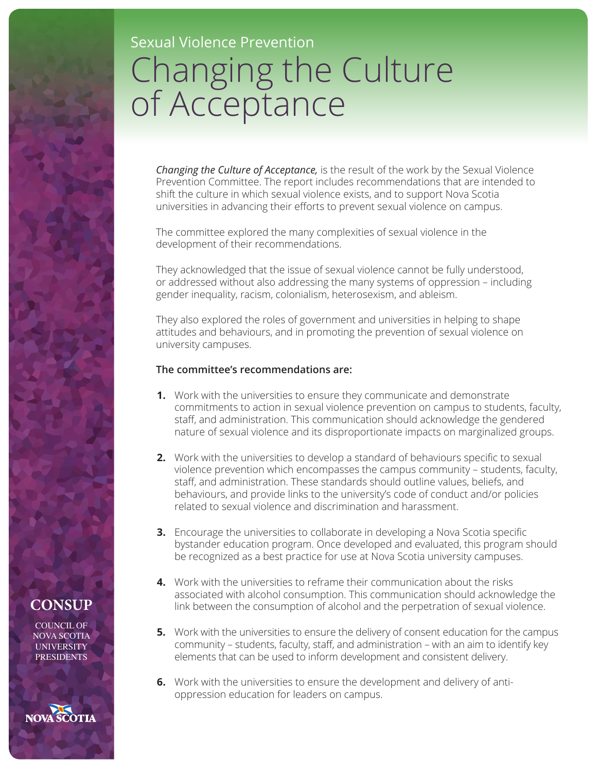Sexual Violence Prevention

# Changing the Culture of Acceptance

*Changing the Culture of Acceptance,* is the result of the work by the Sexual Violence Prevention Committee. The report includes recommendations that are intended to shift the culture in which sexual violence exists, and to support Nova Scotia universities in advancing their efforts to prevent sexual violence on campus.

The committee explored the many complexities of sexual violence in the development of their recommendations.

They acknowledged that the issue of sexual violence cannot be fully understood, or addressed without also addressing the many systems of oppression – including gender inequality, racism, colonialism, heterosexism, and ableism.

They also explored the roles of government and universities in helping to shape attitudes and behaviours, and in promoting the prevention of sexual violence on university campuses.

**The committee's recommendations are:**

1. Work with the universities to ensure they communicate and demonstrate commitments to action in sexual violence prevention on campus to students, faculty, staff, and administration. This communication should acknowledge the gendered nature of sexual violence and its disproportionate impacts on marginalized groups.
2. Work with the universities to develop a standard of behaviours specific to sexual violence prevention which encompasses the campus community – students, faculty, staff, and administration. These standards should outline values, beliefs, and behaviours, and provide links to the university's code of conduct and/or policies related to sexual violence and discrimination and harassment.
3. Encourage the universities to collaborate in developing a Nova Scotia specific bystander education program. Once developed and evaluated, this program should be recognized as a best practice for use at Nova Scotia university campuses.
4. Work with the universities to reframe their communication about the risks associated with alcohol consumption. This communication should acknowledge the link between the consumption of alcohol and the perpetration of sexual violence.
5. Work with the universities to ensure the delivery of consent education for the campus community – students, faculty, staff, and administration – with an aim to identify key elements that can be used to inform development and consistent delivery.
6. Work with the universities to ensure the development and delivery of anti-oppression education for leaders on campus.

**CONSUP**

COUNCIL OF NOVA SCOTIA UNIVERSITY PRESIDENTS

NOVA SCOTIA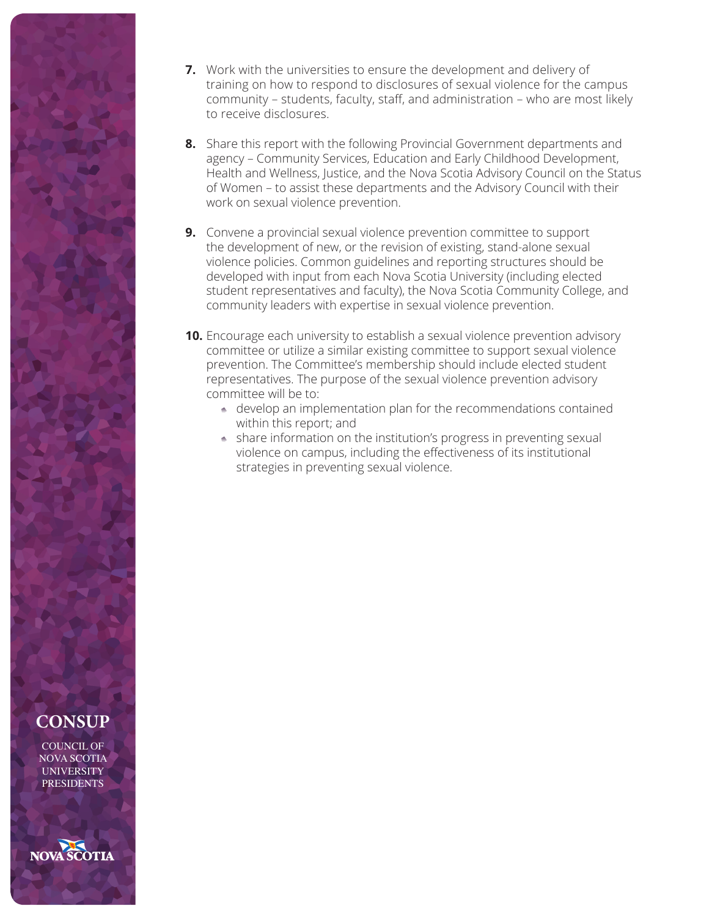7. Work with the universities to ensure the development and delivery of training on how to respond to disclosures of sexual violence for the campus community – students, faculty, staff, and administration – who are most likely to receive disclosures.

8. Share this report with the following Provincial Government departments and agency – Community Services, Education and Early Childhood Development, Health and Wellness, Justice, and the Nova Scotia Advisory Council on the Status of Women – to assist these departments and the Advisory Council with their work on sexual violence prevention.

9. Convene a provincial sexual violence prevention committee to support the development of new, or the revision of existing, stand-alone sexual violence policies. Common guidelines and reporting structures should be developed with input from each Nova Scotia University (including elected student representatives and faculty), the Nova Scotia Community College, and community leaders with expertise in sexual violence prevention.

10. Encourage each university to establish a sexual violence prevention advisory committee or utilize a similar existing committee to support sexual violence prevention. The Committee's membership should include elected student representatives. The purpose of the sexual violence prevention advisory committee will be to:
    - develop an implementation plan for the recommendations contained within this report; and
    - share information on the institution's progress in preventing sexual violence on campus, including the effectiveness of its institutional strategies in preventing sexual violence.

**CONSUP**

COUNCIL OF NOVA SCOTIA UNIVERSITY PRESIDENTS

NOVA SCOTIA